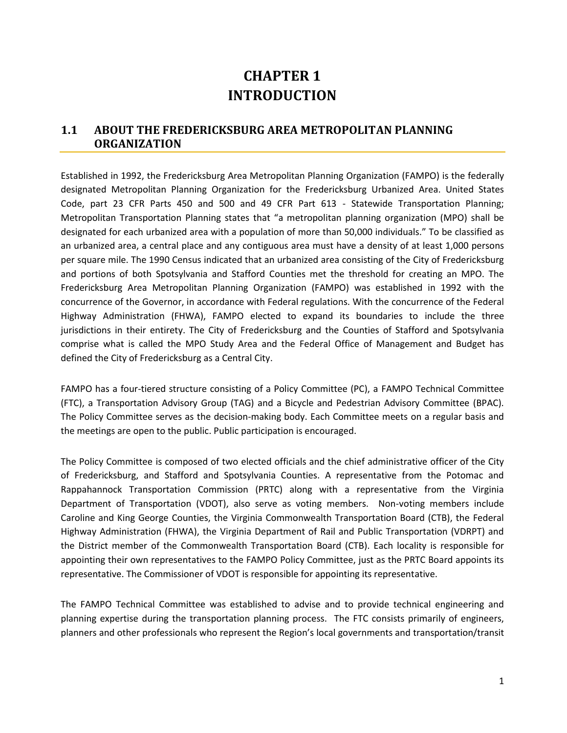# CHAPTER 1
# INTRODUCTION

## 1.1 ABOUT THE FREDERICKSBURG AREA METROPOLITAN PLANNING ORGANIZATION

Established in 1992, the Fredericksburg Area Metropolitan Planning Organization (FAMPO) is the federally designated Metropolitan Planning Organization for the Fredericksburg Urbanized Area. United States Code, part 23 CFR Parts 450 and 500 and 49 CFR Part 613 - Statewide Transportation Planning; Metropolitan Transportation Planning states that "a metropolitan planning organization (MPO) shall be designated for each urbanized area with a population of more than 50,000 individuals." To be classified as an urbanized area, a central place and any contiguous area must have a density of at least 1,000 persons per square mile. The 1990 Census indicated that an urbanized area consisting of the City of Fredericksburg and portions of both Spotsylvania and Stafford Counties met the threshold for creating an MPO. The Fredericksburg Area Metropolitan Planning Organization (FAMPO) was established in 1992 with the concurrence of the Governor, in accordance with Federal regulations. With the concurrence of the Federal Highway Administration (FHWA), FAMPO elected to expand its boundaries to include the three jurisdictions in their entirety. The City of Fredericksburg and the Counties of Stafford and Spotsylvania comprise what is called the MPO Study Area and the Federal Office of Management and Budget has defined the City of Fredericksburg as a Central City.

FAMPO has a four-tiered structure consisting of a Policy Committee (PC), a FAMPO Technical Committee (FTC), a Transportation Advisory Group (TAG) and a Bicycle and Pedestrian Advisory Committee (BPAC). The Policy Committee serves as the decision-making body. Each Committee meets on a regular basis and the meetings are open to the public. Public participation is encouraged.

The Policy Committee is composed of two elected officials and the chief administrative officer of the City of Fredericksburg, and Stafford and Spotsylvania Counties. A representative from the Potomac and Rappahannock Transportation Commission (PRTC) along with a representative from the Virginia Department of Transportation (VDOT), also serve as voting members. Non-voting members include Caroline and King George Counties, the Virginia Commonwealth Transportation Board (CTB), the Federal Highway Administration (FHWA), the Virginia Department of Rail and Public Transportation (VDRPT) and the District member of the Commonwealth Transportation Board (CTB). Each locality is responsible for appointing their own representatives to the FAMPO Policy Committee, just as the PRTC Board appoints its representative. The Commissioner of VDOT is responsible for appointing its representative.

The FAMPO Technical Committee was established to advise and to provide technical engineering and planning expertise during the transportation planning process. The FTC consists primarily of engineers, planners and other professionals who represent the Region's local governments and transportation/transit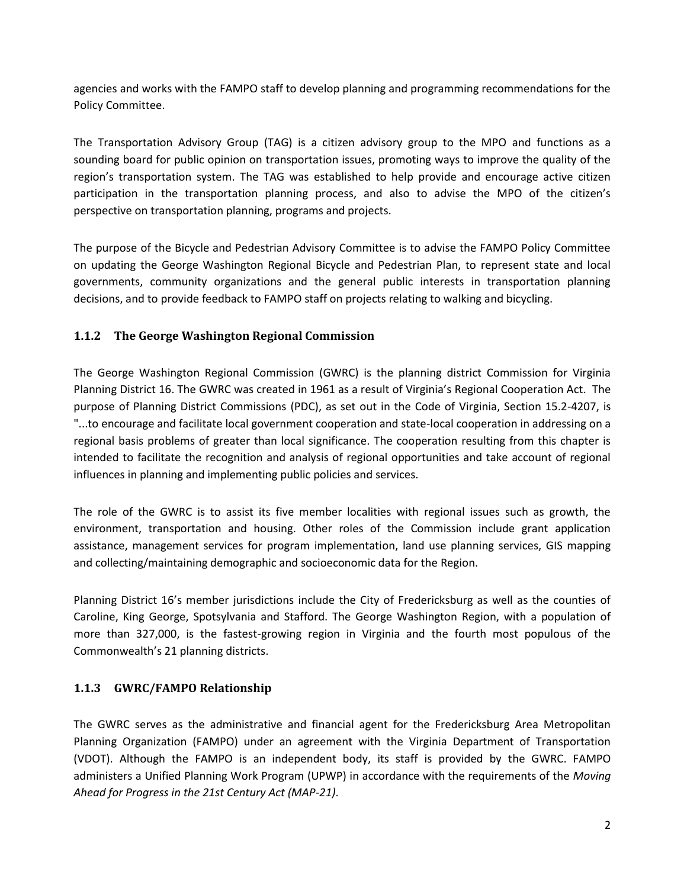agencies and works with the FAMPO staff to develop planning and programming recommendations for the Policy Committee.

The Transportation Advisory Group (TAG) is a citizen advisory group to the MPO and functions as a sounding board for public opinion on transportation issues, promoting ways to improve the quality of the region's transportation system. The TAG was established to help provide and encourage active citizen participation in the transportation planning process, and also to advise the MPO of the citizen's perspective on transportation planning, programs and projects.

The purpose of the Bicycle and Pedestrian Advisory Committee is to advise the FAMPO Policy Committee on updating the George Washington Regional Bicycle and Pedestrian Plan, to represent state and local governments, community organizations and the general public interests in transportation planning decisions, and to provide feedback to FAMPO staff on projects relating to walking and bicycling.

### 1.1.2 The George Washington Regional Commission

The George Washington Regional Commission (GWRC) is the planning district Commission for Virginia Planning District 16. The GWRC was created in 1961 as a result of Virginia's Regional Cooperation Act. The purpose of Planning District Commissions (PDC), as set out in the Code of Virginia, Section 15.2-4207, is "...to encourage and facilitate local government cooperation and state-local cooperation in addressing on a regional basis problems of greater than local significance. The cooperation resulting from this chapter is intended to facilitate the recognition and analysis of regional opportunities and take account of regional influences in planning and implementing public policies and services.

The role of the GWRC is to assist its five member localities with regional issues such as growth, the environment, transportation and housing. Other roles of the Commission include grant application assistance, management services for program implementation, land use planning services, GIS mapping and collecting/maintaining demographic and socioeconomic data for the Region.

Planning District 16's member jurisdictions include the City of Fredericksburg as well as the counties of Caroline, King George, Spotsylvania and Stafford. The George Washington Region, with a population of more than 327,000, is the fastest-growing region in Virginia and the fourth most populous of the Commonwealth's 21 planning districts.

### 1.1.3 GWRC/FAMPO Relationship

The GWRC serves as the administrative and financial agent for the Fredericksburg Area Metropolitan Planning Organization (FAMPO) under an agreement with the Virginia Department of Transportation (VDOT). Although the FAMPO is an independent body, its staff is provided by the GWRC. FAMPO administers a Unified Planning Work Program (UPWP) in accordance with the requirements of the *Moving Ahead for Progress in the 21st Century Act (MAP-21)*.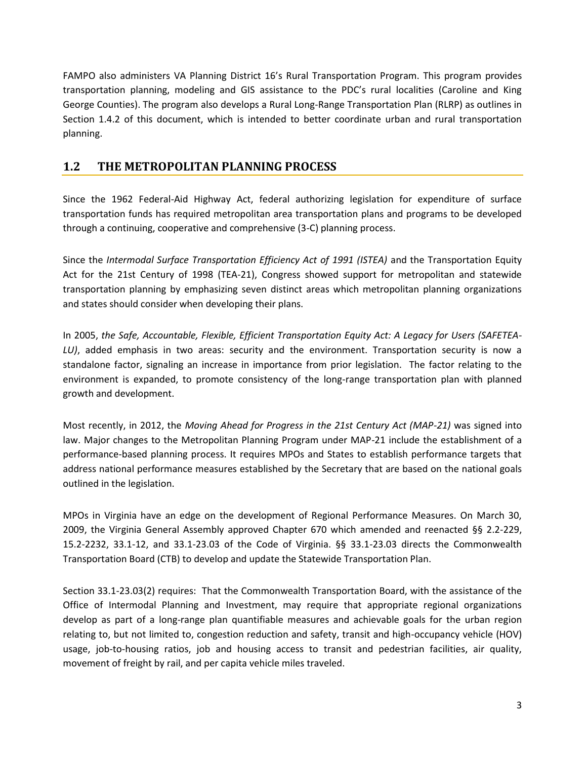FAMPO also administers VA Planning District 16's Rural Transportation Program. This program provides transportation planning, modeling and GIS assistance to the PDC's rural localities (Caroline and King George Counties). The program also develops a Rural Long-Range Transportation Plan (RLRP) as outlines in Section 1.4.2 of this document, which is intended to better coordinate urban and rural transportation planning.

## 1.2 THE METROPOLITAN PLANNING PROCESS

Since the 1962 Federal-Aid Highway Act, federal authorizing legislation for expenditure of surface transportation funds has required metropolitan area transportation plans and programs to be developed through a continuing, cooperative and comprehensive (3-C) planning process.

Since the *Intermodal Surface Transportation Efficiency Act of 1991 (ISTEA)* and the Transportation Equity Act for the 21st Century of 1998 (TEA-21), Congress showed support for metropolitan and statewide transportation planning by emphasizing seven distinct areas which metropolitan planning organizations and states should consider when developing their plans.

In 2005, *the Safe, Accountable, Flexible, Efficient Transportation Equity Act: A Legacy for Users (SAFETEA-LU)*, added emphasis in two areas: security and the environment. Transportation security is now a standalone factor, signaling an increase in importance from prior legislation. The factor relating to the environment is expanded, to promote consistency of the long-range transportation plan with planned growth and development.

Most recently, in 2012, the *Moving Ahead for Progress in the 21st Century Act (MAP-21)* was signed into law. Major changes to the Metropolitan Planning Program under MAP-21 include the establishment of a performance-based planning process. It requires MPOs and States to establish performance targets that address national performance measures established by the Secretary that are based on the national goals outlined in the legislation.

MPOs in Virginia have an edge on the development of Regional Performance Measures. On March 30, 2009, the Virginia General Assembly approved Chapter 670 which amended and reenacted §§ 2.2-229, 15.2-2232, 33.1-12, and 33.1-23.03 of the Code of Virginia. §§ 33.1-23.03 directs the Commonwealth Transportation Board (CTB) to develop and update the Statewide Transportation Plan.

Section 33.1-23.03(2) requires: That the Commonwealth Transportation Board, with the assistance of the Office of Intermodal Planning and Investment, may require that appropriate regional organizations develop as part of a long-range plan quantifiable measures and achievable goals for the urban region relating to, but not limited to, congestion reduction and safety, transit and high-occupancy vehicle (HOV) usage, job-to-housing ratios, job and housing access to transit and pedestrian facilities, air quality, movement of freight by rail, and per capita vehicle miles traveled.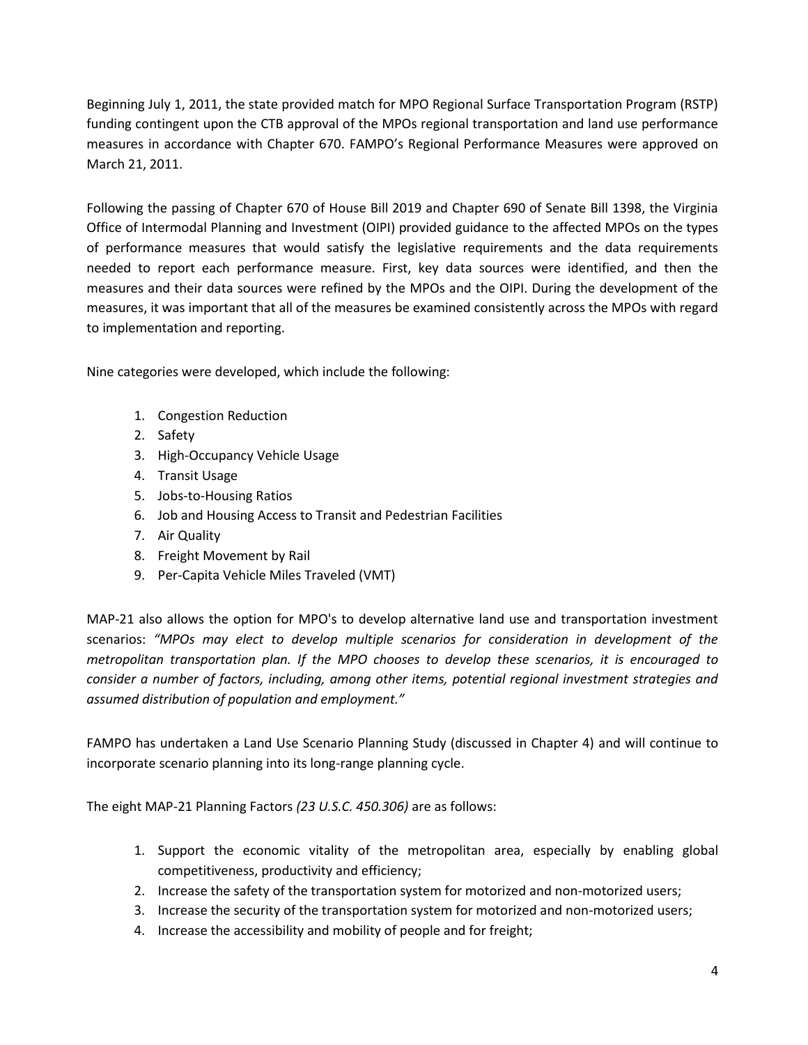Beginning July 1, 2011, the state provided match for MPO Regional Surface Transportation Program (RSTP) funding contingent upon the CTB approval of the MPOs regional transportation and land use performance measures in accordance with Chapter 670. FAMPO's Regional Performance Measures were approved on March 21, 2011.

Following the passing of Chapter 670 of House Bill 2019 and Chapter 690 of Senate Bill 1398, the Virginia Office of Intermodal Planning and Investment (OIPI) provided guidance to the affected MPOs on the types of performance measures that would satisfy the legislative requirements and the data requirements needed to report each performance measure. First, key data sources were identified, and then the measures and their data sources were refined by the MPOs and the OIPI. During the development of the measures, it was important that all of the measures be examined consistently across the MPOs with regard to implementation and reporting.

Nine categories were developed, which include the following:

1. Congestion Reduction
2. Safety
3. High-Occupancy Vehicle Usage
4. Transit Usage
5. Jobs-to-Housing Ratios
6. Job and Housing Access to Transit and Pedestrian Facilities
7. Air Quality
8. Freight Movement by Rail
9. Per-Capita Vehicle Miles Traveled (VMT)

MAP-21 also allows the option for MPO's to develop alternative land use and transportation investment scenarios: *"MPOs may elect to develop multiple scenarios for consideration in development of the metropolitan transportation plan. If the MPO chooses to develop these scenarios, it is encouraged to consider a number of factors, including, among other items, potential regional investment strategies and assumed distribution of population and employment."*

FAMPO has undertaken a Land Use Scenario Planning Study (discussed in Chapter 4) and will continue to incorporate scenario planning into its long-range planning cycle.

The eight MAP-21 Planning Factors *(23 U.S.C. 450.306)* are as follows:

1. Support the economic vitality of the metropolitan area, especially by enabling global competitiveness, productivity and efficiency;
2. Increase the safety of the transportation system for motorized and non-motorized users;
3. Increase the security of the transportation system for motorized and non-motorized users;
4. Increase the accessibility and mobility of people and for freight;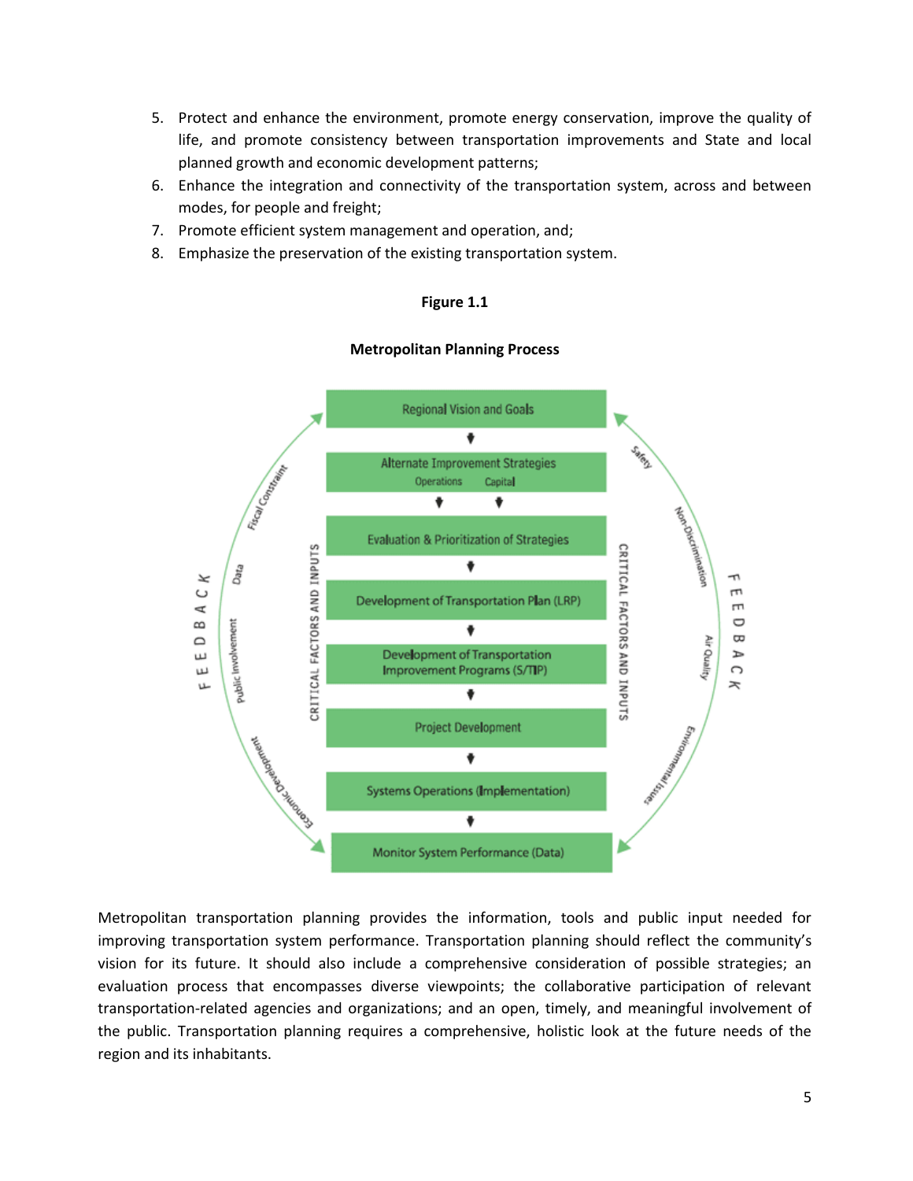5. Protect and enhance the environment, promote energy conservation, improve the quality of life, and promote consistency between transportation improvements and State and local planned growth and economic development patterns;
6. Enhance the integration and connectivity of the transportation system, across and between modes, for people and freight;
7. Promote efficient system management and operation, and;
8. Emphasize the preservation of the existing transportation system.

**Figure 1.1**

**Metropolitan Planning Process**

Regional Vision and Goals

Alternate Improvement Strategies
Operations Capital

Evaluation & Prioritization of Strategies

Development of Transportation Plan (LRP)

Development of Transportation Improvement Programs (S/TIP)

Project Development

Systems Operations (Implementation)

Monitor System Performance (Data)

FEEDBACK — Fiscal Constraint, Data, Public Involvement, Economic Development

CRITICAL FACTORS AND INPUTS

FEEDBACK — Safety, Non-Discrimination, Air Quality, Environmental Issues

Metropolitan transportation planning provides the information, tools and public input needed for improving transportation system performance. Transportation planning should reflect the community's vision for its future. It should also include a comprehensive consideration of possible strategies; an evaluation process that encompasses diverse viewpoints; the collaborative participation of relevant transportation-related agencies and organizations; and an open, timely, and meaningful involvement of the public. Transportation planning requires a comprehensive, holistic look at the future needs of the region and its inhabitants.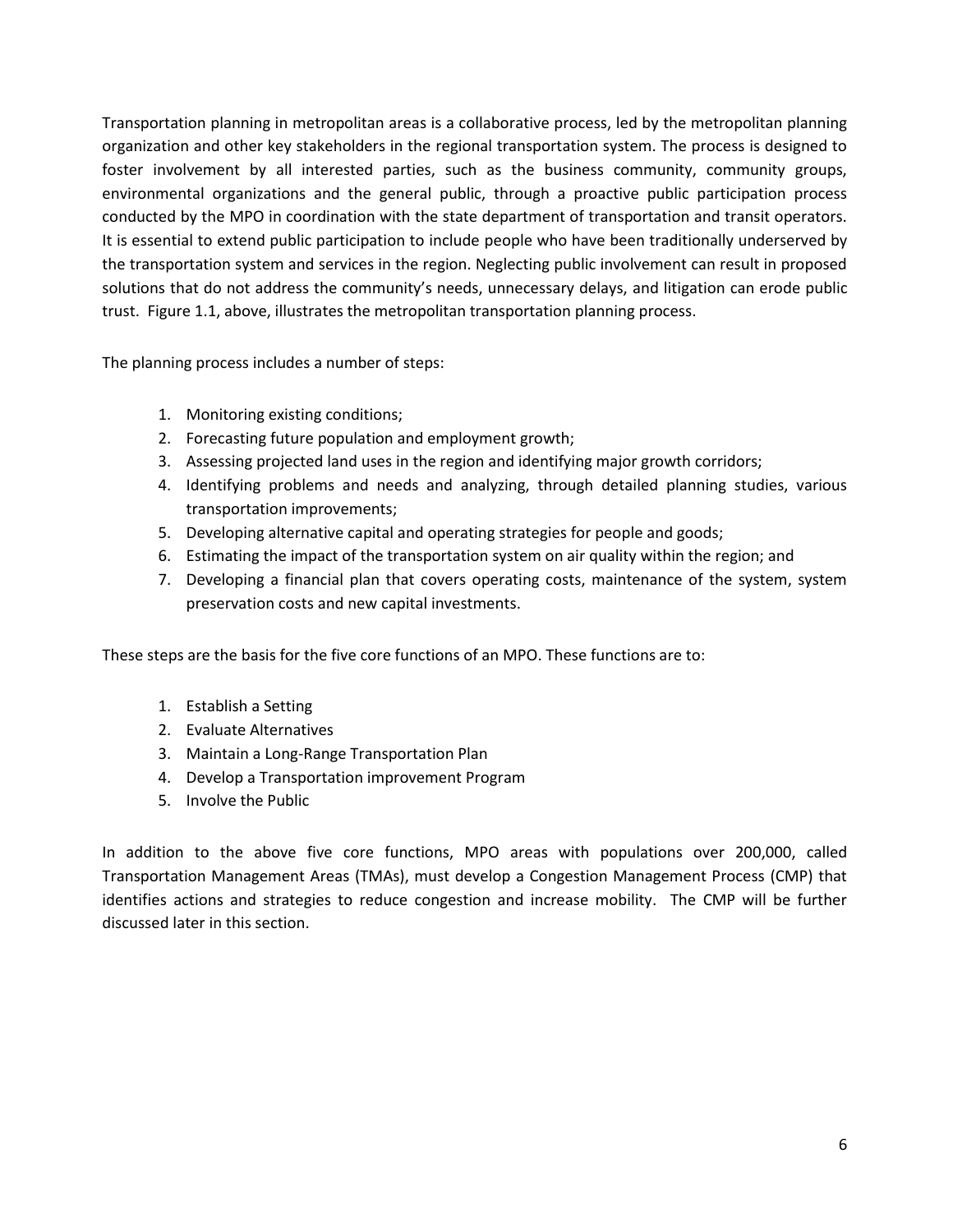Transportation planning in metropolitan areas is a collaborative process, led by the metropolitan planning organization and other key stakeholders in the regional transportation system. The process is designed to foster involvement by all interested parties, such as the business community, community groups, environmental organizations and the general public, through a proactive public participation process conducted by the MPO in coordination with the state department of transportation and transit operators. It is essential to extend public participation to include people who have been traditionally underserved by the transportation system and services in the region. Neglecting public involvement can result in proposed solutions that do not address the community's needs, unnecessary delays, and litigation can erode public trust. Figure 1.1, above, illustrates the metropolitan transportation planning process.

The planning process includes a number of steps:

1. Monitoring existing conditions;
2. Forecasting future population and employment growth;
3. Assessing projected land uses in the region and identifying major growth corridors;
4. Identifying problems and needs and analyzing, through detailed planning studies, various transportation improvements;
5. Developing alternative capital and operating strategies for people and goods;
6. Estimating the impact of the transportation system on air quality within the region; and
7. Developing a financial plan that covers operating costs, maintenance of the system, system preservation costs and new capital investments.

These steps are the basis for the five core functions of an MPO. These functions are to:

1. Establish a Setting
2. Evaluate Alternatives
3. Maintain a Long-Range Transportation Plan
4. Develop a Transportation improvement Program
5. Involve the Public

In addition to the above five core functions, MPO areas with populations over 200,000, called Transportation Management Areas (TMAs), must develop a Congestion Management Process (CMP) that identifies actions and strategies to reduce congestion and increase mobility. The CMP will be further discussed later in this section.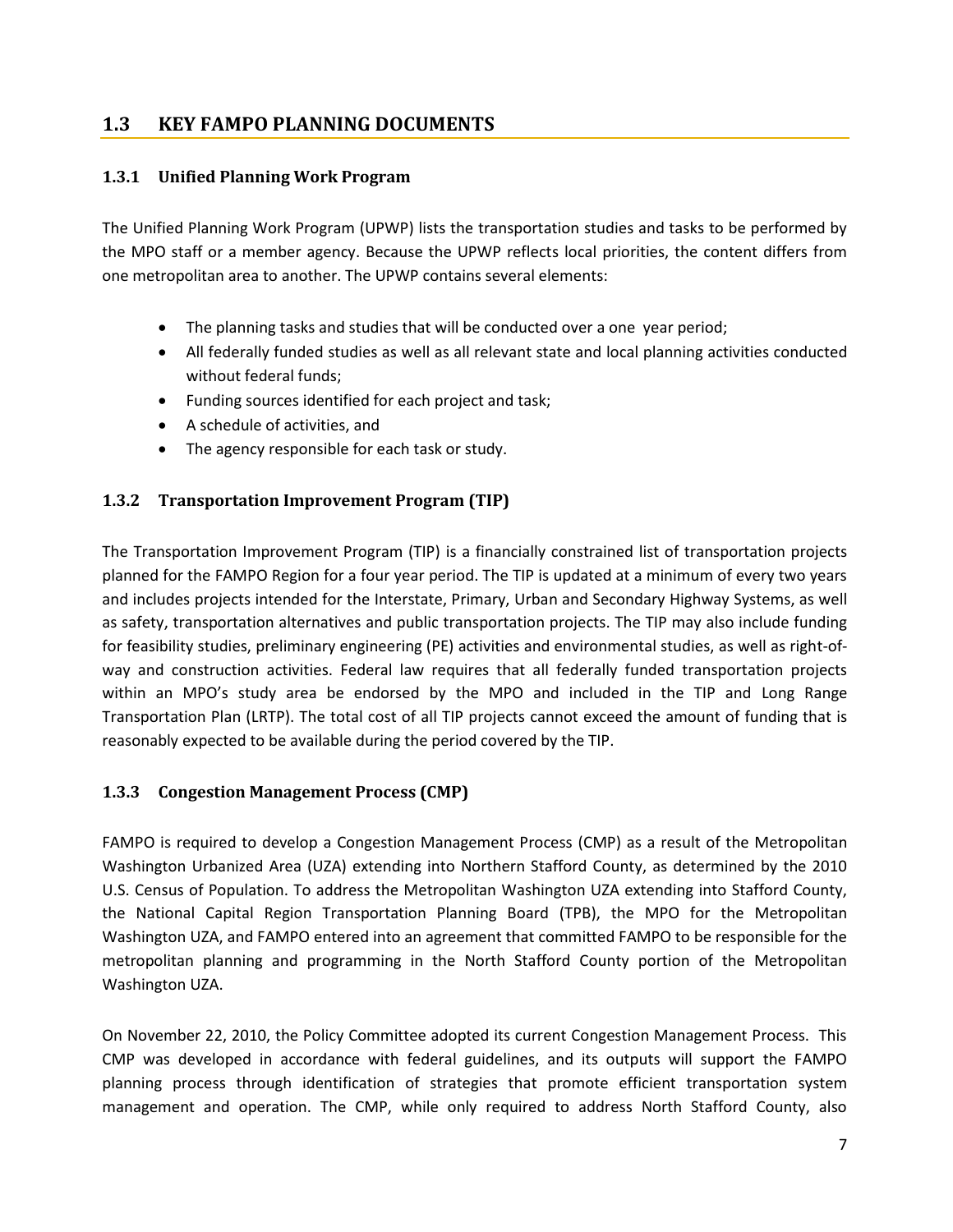## 1.3 KEY FAMPO PLANNING DOCUMENTS

### 1.3.1 Unified Planning Work Program

The Unified Planning Work Program (UPWP) lists the transportation studies and tasks to be performed by the MPO staff or a member agency. Because the UPWP reflects local priorities, the content differs from one metropolitan area to another. The UPWP contains several elements:

- The planning tasks and studies that will be conducted over a one year period;
- All federally funded studies as well as all relevant state and local planning activities conducted without federal funds;
- Funding sources identified for each project and task;
- A schedule of activities, and
- The agency responsible for each task or study.

### 1.3.2 Transportation Improvement Program (TIP)

The Transportation Improvement Program (TIP) is a financially constrained list of transportation projects planned for the FAMPO Region for a four year period. The TIP is updated at a minimum of every two years and includes projects intended for the Interstate, Primary, Urban and Secondary Highway Systems, as well as safety, transportation alternatives and public transportation projects. The TIP may also include funding for feasibility studies, preliminary engineering (PE) activities and environmental studies, as well as right-of-way and construction activities. Federal law requires that all federally funded transportation projects within an MPO's study area be endorsed by the MPO and included in the TIP and Long Range Transportation Plan (LRTP). The total cost of all TIP projects cannot exceed the amount of funding that is reasonably expected to be available during the period covered by the TIP.

### 1.3.3 Congestion Management Process (CMP)

FAMPO is required to develop a Congestion Management Process (CMP) as a result of the Metropolitan Washington Urbanized Area (UZA) extending into Northern Stafford County, as determined by the 2010 U.S. Census of Population. To address the Metropolitan Washington UZA extending into Stafford County, the National Capital Region Transportation Planning Board (TPB), the MPO for the Metropolitan Washington UZA, and FAMPO entered into an agreement that committed FAMPO to be responsible for the metropolitan planning and programming in the North Stafford County portion of the Metropolitan Washington UZA.

On November 22, 2010, the Policy Committee adopted its current Congestion Management Process. This CMP was developed in accordance with federal guidelines, and its outputs will support the FAMPO planning process through identification of strategies that promote efficient transportation system management and operation. The CMP, while only required to address North Stafford County, also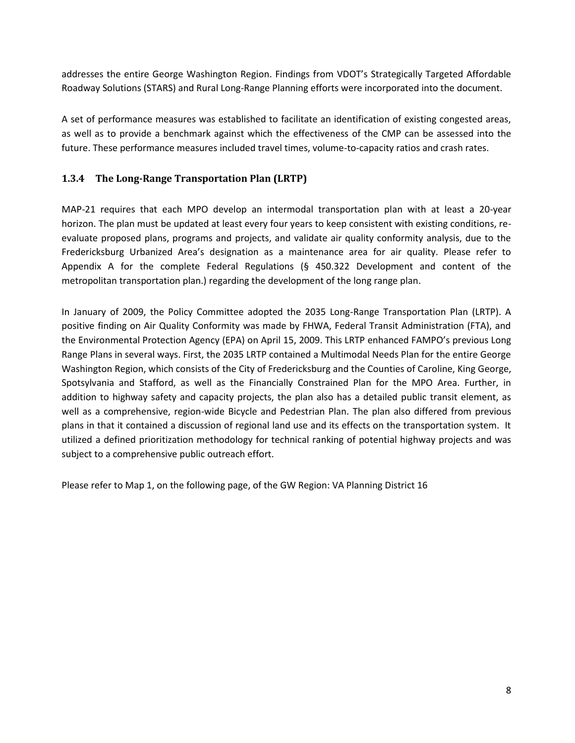addresses the entire George Washington Region. Findings from VDOT's Strategically Targeted Affordable Roadway Solutions (STARS) and Rural Long-Range Planning efforts were incorporated into the document.

A set of performance measures was established to facilitate an identification of existing congested areas, as well as to provide a benchmark against which the effectiveness of the CMP can be assessed into the future. These performance measures included travel times, volume-to-capacity ratios and crash rates.

### 1.3.4 The Long-Range Transportation Plan (LRTP)

MAP-21 requires that each MPO develop an intermodal transportation plan with at least a 20-year horizon. The plan must be updated at least every four years to keep consistent with existing conditions, re-evaluate proposed plans, programs and projects, and validate air quality conformity analysis, due to the Fredericksburg Urbanized Area's designation as a maintenance area for air quality. Please refer to Appendix A for the complete Federal Regulations (§ 450.322 Development and content of the metropolitan transportation plan.) regarding the development of the long range plan.

In January of 2009, the Policy Committee adopted the 2035 Long-Range Transportation Plan (LRTP). A positive finding on Air Quality Conformity was made by FHWA, Federal Transit Administration (FTA), and the Environmental Protection Agency (EPA) on April 15, 2009. This LRTP enhanced FAMPO's previous Long Range Plans in several ways. First, the 2035 LRTP contained a Multimodal Needs Plan for the entire George Washington Region, which consists of the City of Fredericksburg and the Counties of Caroline, King George, Spotsylvania and Stafford, as well as the Financially Constrained Plan for the MPO Area. Further, in addition to highway safety and capacity projects, the plan also has a detailed public transit element, as well as a comprehensive, region-wide Bicycle and Pedestrian Plan. The plan also differed from previous plans in that it contained a discussion of regional land use and its effects on the transportation system. It utilized a defined prioritization methodology for technical ranking of potential highway projects and was subject to a comprehensive public outreach effort.

Please refer to Map 1, on the following page, of the GW Region: VA Planning District 16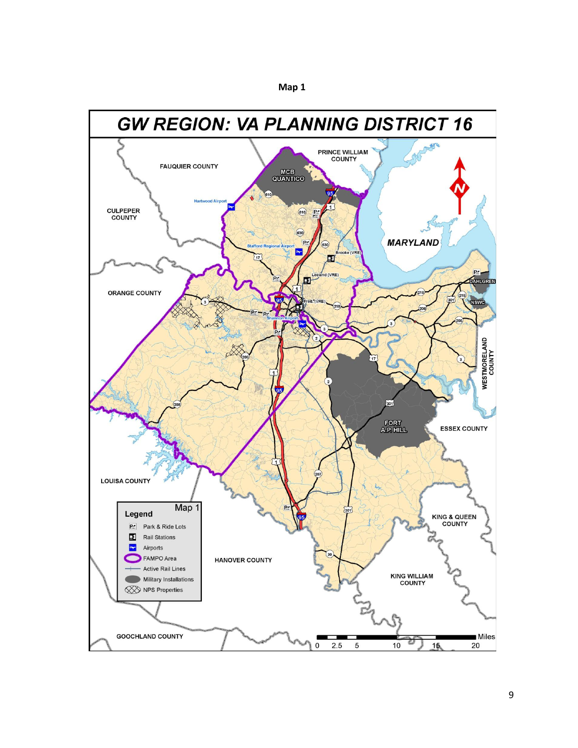Map 1

# GW REGION: VA PLANNING DISTRICT 16

FAUQUIER COUNTY

PRINCE WILLIAM COUNTY

MCB QUANTICO

CULPEPER COUNTY

Hartwood Airport

Stafford Regional Airport

Brooke (VRE)

MARYLAND

Leeland (VRE)

ORANGE COUNTY

Fred. (VRE)

Shannon Airport

DAHLGREN

NSWC

WESTMORELAND COUNTY

FORT A.P. HILL

ESSEX COUNTY

LOUISA COUNTY

KING & QUEEN COUNTY

HANOVER COUNTY

KING WILLIAM COUNTY

GOOCHLAND COUNTY

**Legend** — Map 1

- Park & Ride Lots
- Rail Stations
- Airports
- FAMPO Area
- Active Rail Lines
- Military Installations
- NPS Properties

Miles: 0, 2.5, 5, 10, 15, 20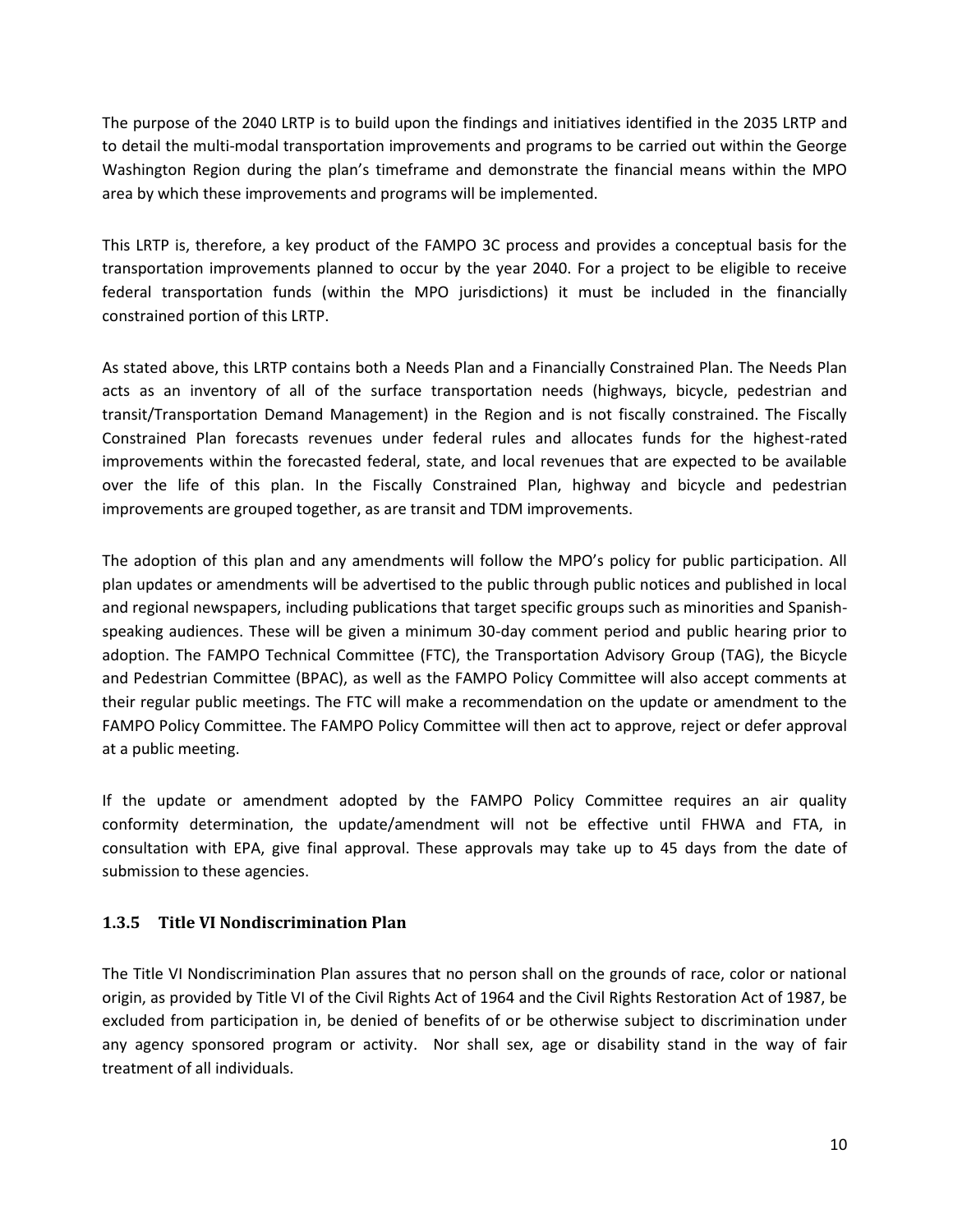The purpose of the 2040 LRTP is to build upon the findings and initiatives identified in the 2035 LRTP and to detail the multi-modal transportation improvements and programs to be carried out within the George Washington Region during the plan's timeframe and demonstrate the financial means within the MPO area by which these improvements and programs will be implemented.

This LRTP is, therefore, a key product of the FAMPO 3C process and provides a conceptual basis for the transportation improvements planned to occur by the year 2040. For a project to be eligible to receive federal transportation funds (within the MPO jurisdictions) it must be included in the financially constrained portion of this LRTP.

As stated above, this LRTP contains both a Needs Plan and a Financially Constrained Plan. The Needs Plan acts as an inventory of all of the surface transportation needs (highways, bicycle, pedestrian and transit/Transportation Demand Management) in the Region and is not fiscally constrained. The Fiscally Constrained Plan forecasts revenues under federal rules and allocates funds for the highest-rated improvements within the forecasted federal, state, and local revenues that are expected to be available over the life of this plan. In the Fiscally Constrained Plan, highway and bicycle and pedestrian improvements are grouped together, as are transit and TDM improvements.

The adoption of this plan and any amendments will follow the MPO's policy for public participation. All plan updates or amendments will be advertised to the public through public notices and published in local and regional newspapers, including publications that target specific groups such as minorities and Spanish-speaking audiences. These will be given a minimum 30-day comment period and public hearing prior to adoption. The FAMPO Technical Committee (FTC), the Transportation Advisory Group (TAG), the Bicycle and Pedestrian Committee (BPAC), as well as the FAMPO Policy Committee will also accept comments at their regular public meetings. The FTC will make a recommendation on the update or amendment to the FAMPO Policy Committee. The FAMPO Policy Committee will then act to approve, reject or defer approval at a public meeting.

If the update or amendment adopted by the FAMPO Policy Committee requires an air quality conformity determination, the update/amendment will not be effective until FHWA and FTA, in consultation with EPA, give final approval. These approvals may take up to 45 days from the date of submission to these agencies.

### 1.3.5 Title VI Nondiscrimination Plan

The Title VI Nondiscrimination Plan assures that no person shall on the grounds of race, color or national origin, as provided by Title VI of the Civil Rights Act of 1964 and the Civil Rights Restoration Act of 1987, be excluded from participation in, be denied of benefits of or be otherwise subject to discrimination under any agency sponsored program or activity. Nor shall sex, age or disability stand in the way of fair treatment of all individuals.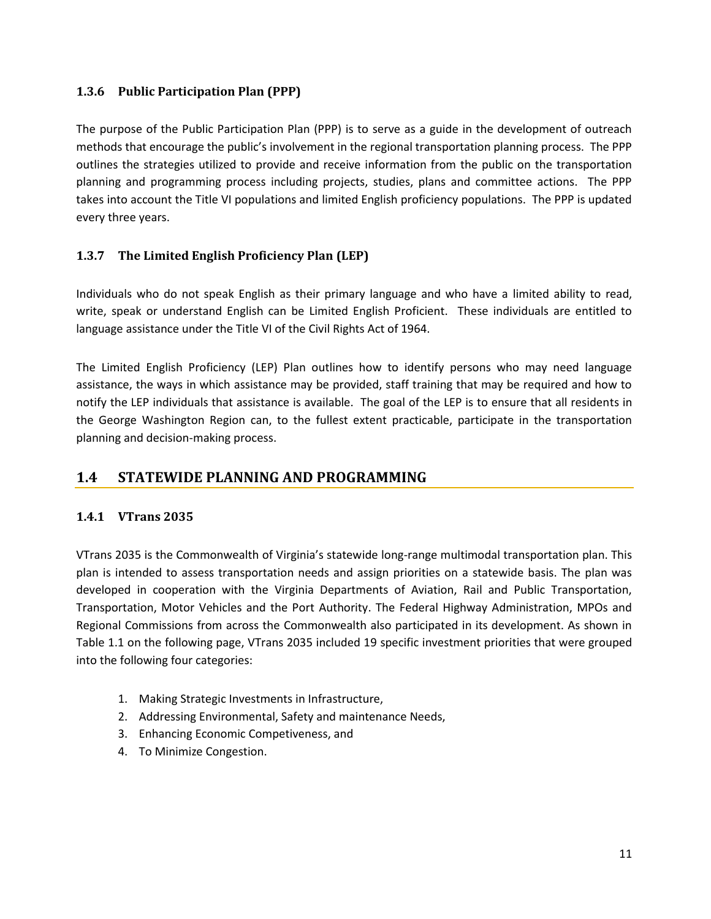### 1.3.6 Public Participation Plan (PPP)

The purpose of the Public Participation Plan (PPP) is to serve as a guide in the development of outreach methods that encourage the public's involvement in the regional transportation planning process. The PPP outlines the strategies utilized to provide and receive information from the public on the transportation planning and programming process including projects, studies, plans and committee actions. The PPP takes into account the Title VI populations and limited English proficiency populations. The PPP is updated every three years.

### 1.3.7 The Limited English Proficiency Plan (LEP)

Individuals who do not speak English as their primary language and who have a limited ability to read, write, speak or understand English can be Limited English Proficient. These individuals are entitled to language assistance under the Title VI of the Civil Rights Act of 1964.

The Limited English Proficiency (LEP) Plan outlines how to identify persons who may need language assistance, the ways in which assistance may be provided, staff training that may be required and how to notify the LEP individuals that assistance is available. The goal of the LEP is to ensure that all residents in the George Washington Region can, to the fullest extent practicable, participate in the transportation planning and decision-making process.

## 1.4 STATEWIDE PLANNING AND PROGRAMMING

### 1.4.1 VTrans 2035

VTrans 2035 is the Commonwealth of Virginia's statewide long-range multimodal transportation plan. This plan is intended to assess transportation needs and assign priorities on a statewide basis. The plan was developed in cooperation with the Virginia Departments of Aviation, Rail and Public Transportation, Transportation, Motor Vehicles and the Port Authority. The Federal Highway Administration, MPOs and Regional Commissions from across the Commonwealth also participated in its development. As shown in Table 1.1 on the following page, VTrans 2035 included 19 specific investment priorities that were grouped into the following four categories:

1. Making Strategic Investments in Infrastructure,
2. Addressing Environmental, Safety and maintenance Needs,
3. Enhancing Economic Competiveness, and
4. To Minimize Congestion.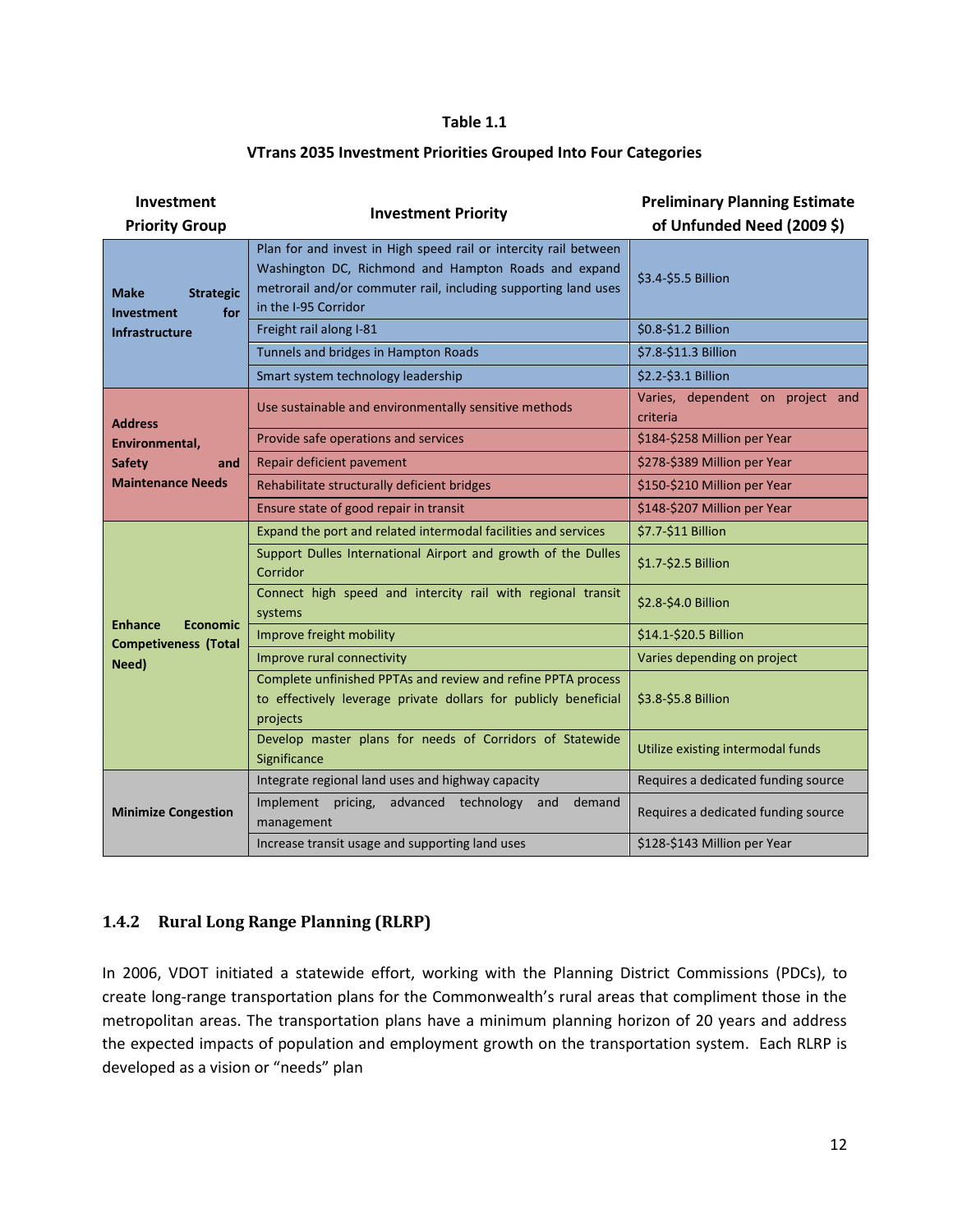**Table 1.1**

**VTrans 2035 Investment Priorities Grouped Into Four Categories**

| Investment Priority Group | Investment Priority | Preliminary Planning Estimate of Unfunded Need (2009 $) |
|---|---|---|
| **Make Strategic Investment for Infrastructure** | Plan for and invest in High speed rail or intercity rail between Washington DC, Richmond and Hampton Roads and expand metrorail and/or commuter rail, including supporting land uses in the I-95 Corridor | $3.4-$5.5 Billion |
| | Freight rail along I-81 | $0.8-$1.2 Billion |
| | Tunnels and bridges in Hampton Roads | $7.8-$11.3 Billion |
| | Smart system technology leadership | $2.2-$3.1 Billion |
| **Address Environmental, Safety and Maintenance Needs** | Use sustainable and environmentally sensitive methods | Varies, dependent on project and criteria |
| | Provide safe operations and services | $184-$258 Million per Year |
| | Repair deficient pavement | $278-$389 Million per Year |
| | Rehabilitate structurally deficient bridges | $150-$210 Million per Year |
| | Ensure state of good repair in transit | $148-$207 Million per Year |
| **Enhance Economic Competiveness (Total Need)** | Expand the port and related intermodal facilities and services | $7.7-$11 Billion |
| | Support Dulles International Airport and growth of the Dulles Corridor | $1.7-$2.5 Billion |
| | Connect high speed and intercity rail with regional transit systems | $2.8-$4.0 Billion |
| | Improve freight mobility | $14.1-$20.5 Billion |
| | Improve rural connectivity | Varies depending on project |
| | Complete unfinished PPTAs and review and refine PPTA process to effectively leverage private dollars for publicly beneficial projects | $3.8-$5.8 Billion |
| | Develop master plans for needs of Corridors of Statewide Significance | Utilize existing intermodal funds |
| **Minimize Congestion** | Integrate regional land uses and highway capacity | Requires a dedicated funding source |
| | Implement pricing, advanced technology and demand management | Requires a dedicated funding source |
| | Increase transit usage and supporting land uses | $128-$143 Million per Year |

### 1.4.2 Rural Long Range Planning (RLRP)

In 2006, VDOT initiated a statewide effort, working with the Planning District Commissions (PDCs), to create long-range transportation plans for the Commonwealth's rural areas that compliment those in the metropolitan areas. The transportation plans have a minimum planning horizon of 20 years and address the expected impacts of population and employment growth on the transportation system. Each RLRP is developed as a vision or "needs" plan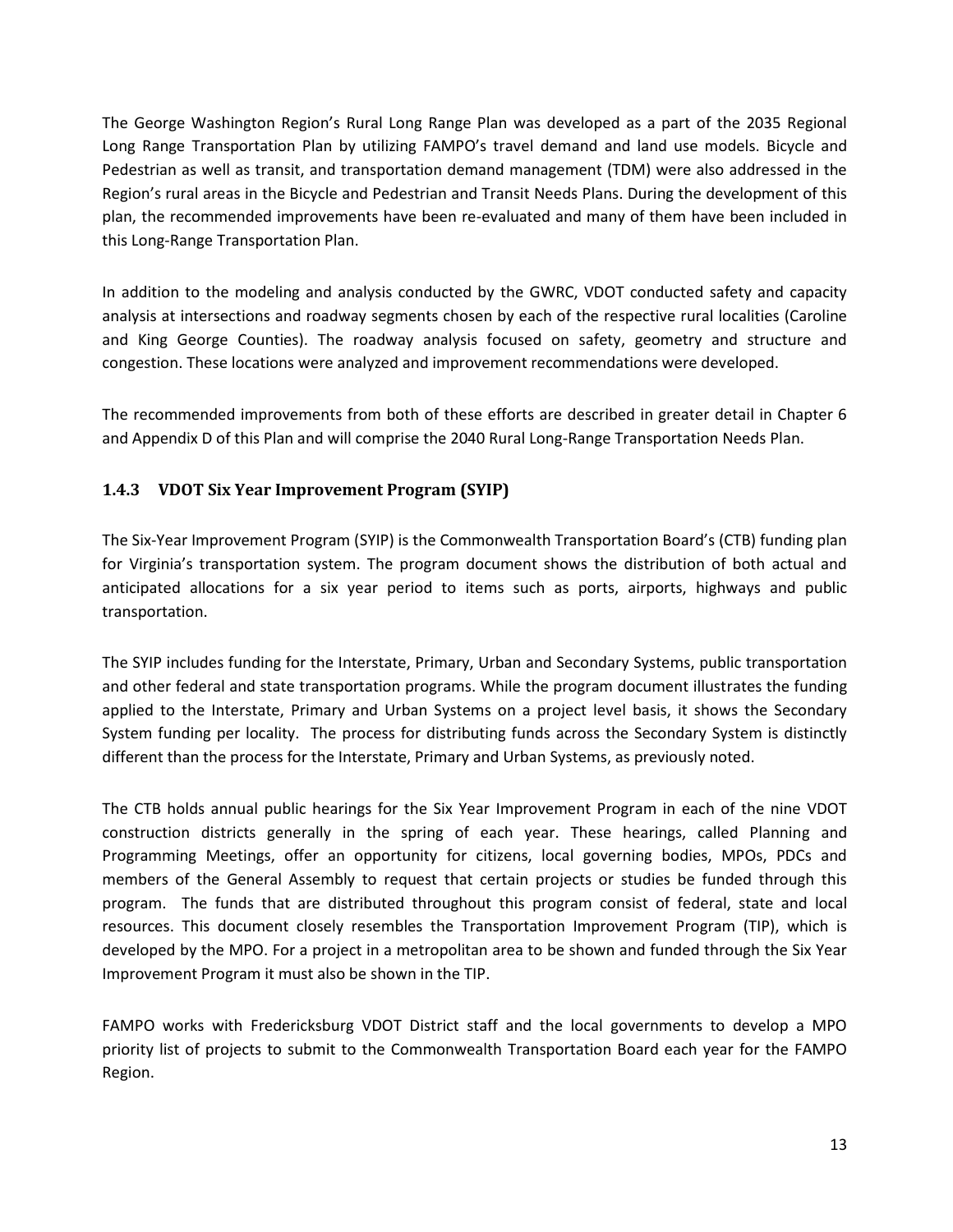The George Washington Region's Rural Long Range Plan was developed as a part of the 2035 Regional Long Range Transportation Plan by utilizing FAMPO's travel demand and land use models. Bicycle and Pedestrian as well as transit, and transportation demand management (TDM) were also addressed in the Region's rural areas in the Bicycle and Pedestrian and Transit Needs Plans. During the development of this plan, the recommended improvements have been re-evaluated and many of them have been included in this Long-Range Transportation Plan.

In addition to the modeling and analysis conducted by the GWRC, VDOT conducted safety and capacity analysis at intersections and roadway segments chosen by each of the respective rural localities (Caroline and King George Counties). The roadway analysis focused on safety, geometry and structure and congestion. These locations were analyzed and improvement recommendations were developed.

The recommended improvements from both of these efforts are described in greater detail in Chapter 6 and Appendix D of this Plan and will comprise the 2040 Rural Long-Range Transportation Needs Plan.

### 1.4.3 VDOT Six Year Improvement Program (SYIP)

The Six-Year Improvement Program (SYIP) is the Commonwealth Transportation Board's (CTB) funding plan for Virginia's transportation system. The program document shows the distribution of both actual and anticipated allocations for a six year period to items such as ports, airports, highways and public transportation.

The SYIP includes funding for the Interstate, Primary, Urban and Secondary Systems, public transportation and other federal and state transportation programs. While the program document illustrates the funding applied to the Interstate, Primary and Urban Systems on a project level basis, it shows the Secondary System funding per locality. The process for distributing funds across the Secondary System is distinctly different than the process for the Interstate, Primary and Urban Systems, as previously noted.

The CTB holds annual public hearings for the Six Year Improvement Program in each of the nine VDOT construction districts generally in the spring of each year. These hearings, called Planning and Programming Meetings, offer an opportunity for citizens, local governing bodies, MPOs, PDCs and members of the General Assembly to request that certain projects or studies be funded through this program. The funds that are distributed throughout this program consist of federal, state and local resources. This document closely resembles the Transportation Improvement Program (TIP), which is developed by the MPO. For a project in a metropolitan area to be shown and funded through the Six Year Improvement Program it must also be shown in the TIP.

FAMPO works with Fredericksburg VDOT District staff and the local governments to develop a MPO priority list of projects to submit to the Commonwealth Transportation Board each year for the FAMPO Region.